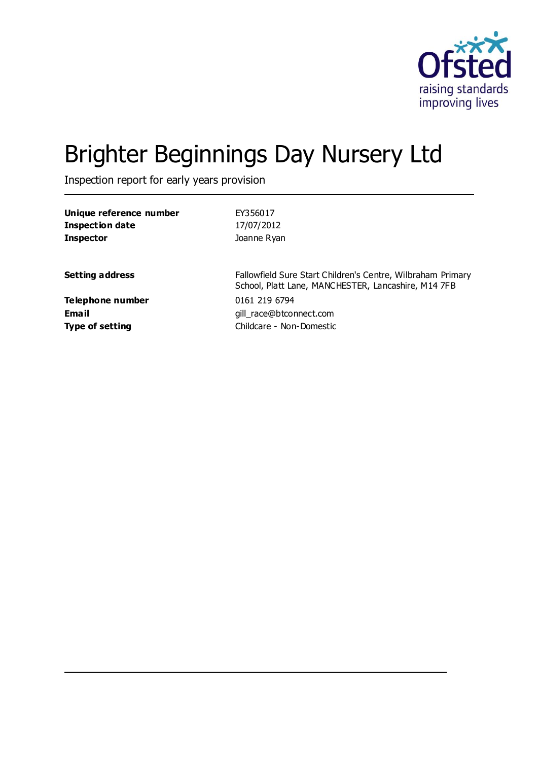# Brighter Beginnings Day Nursery Ltd

Inspection report for early years provision

| | |
|---|---|
| **Unique reference number** | EY356017 |
| **Inspection date** | 17/07/2012 |
| **Inspector** | Joanne Ryan |

| | |
|---|---|
| **Setting address** | Fallowfield Sure Start Children's Centre, Wilbraham Primary School, Platt Lane, MANCHESTER, Lancashire, M14 7FB |
| **Telephone number** | 0161 219 6794 |
| **Email** | gill_race@btconnect.com |
| **Type of setting** | Childcare - Non-Domestic |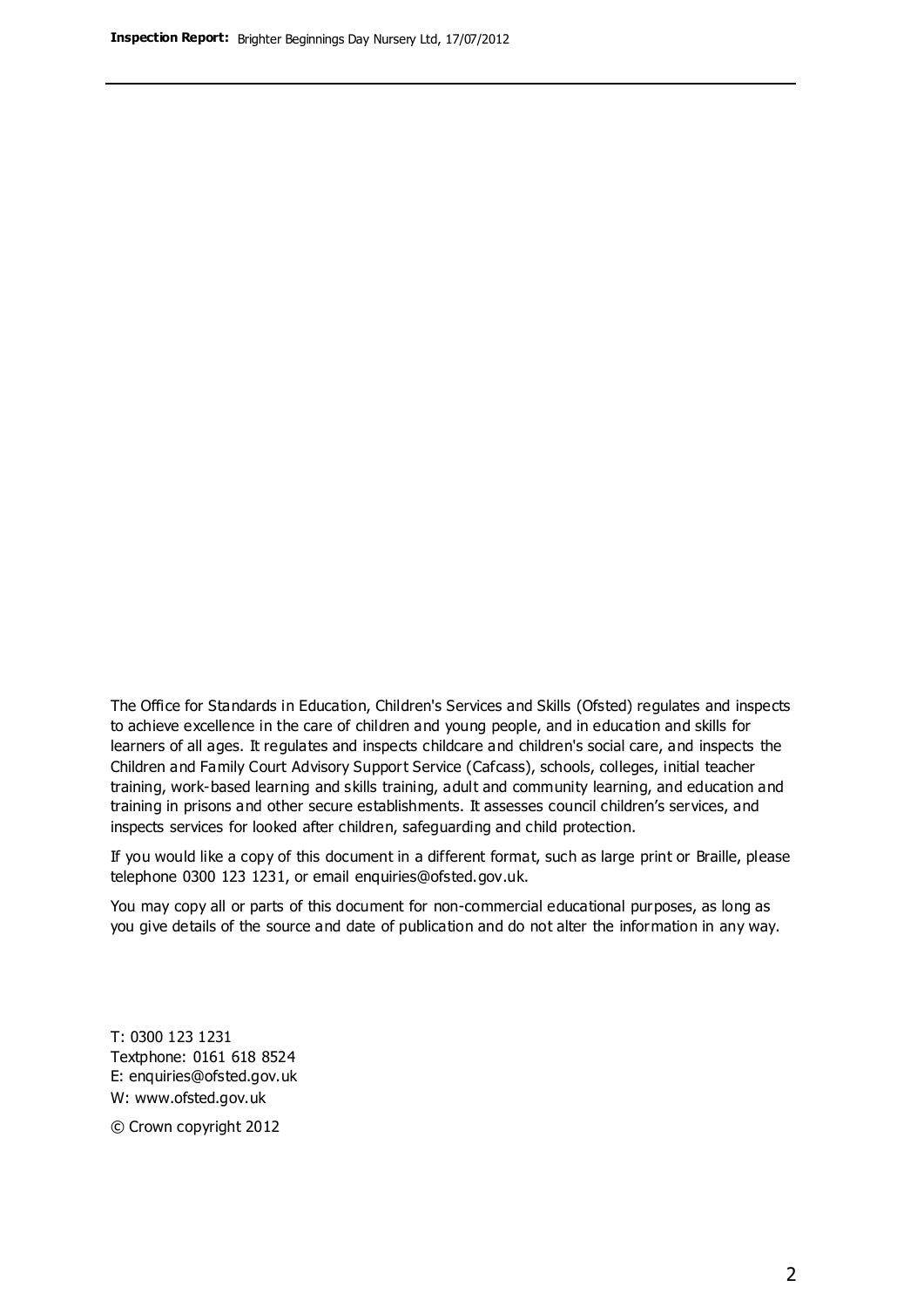The Office for Standards in Education, Children's Services and Skills (Ofsted) regulates and inspects to achieve excellence in the care of children and young people, and in education and skills for learners of all ages. It regulates and inspects childcare and children's social care, and inspects the Children and Family Court Advisory Support Service (Cafcass), schools, colleges, initial teacher training, work-based learning and skills training, adult and community learning, and education and training in prisons and other secure establishments. It assesses council children's services, and inspects services for looked after children, safeguarding and child protection.

If you would like a copy of this document in a different format, such as large print or Braille, please telephone 0300 123 1231, or email enquiries@ofsted.gov.uk.

You may copy all or parts of this document for non-commercial educational purposes, as long as you give details of the source and date of publication and do not alter the information in any way.

T: 0300 123 1231
Textphone: 0161 618 8524
E: enquiries@ofsted.gov.uk
W: www.ofsted.gov.uk

© Crown copyright 2012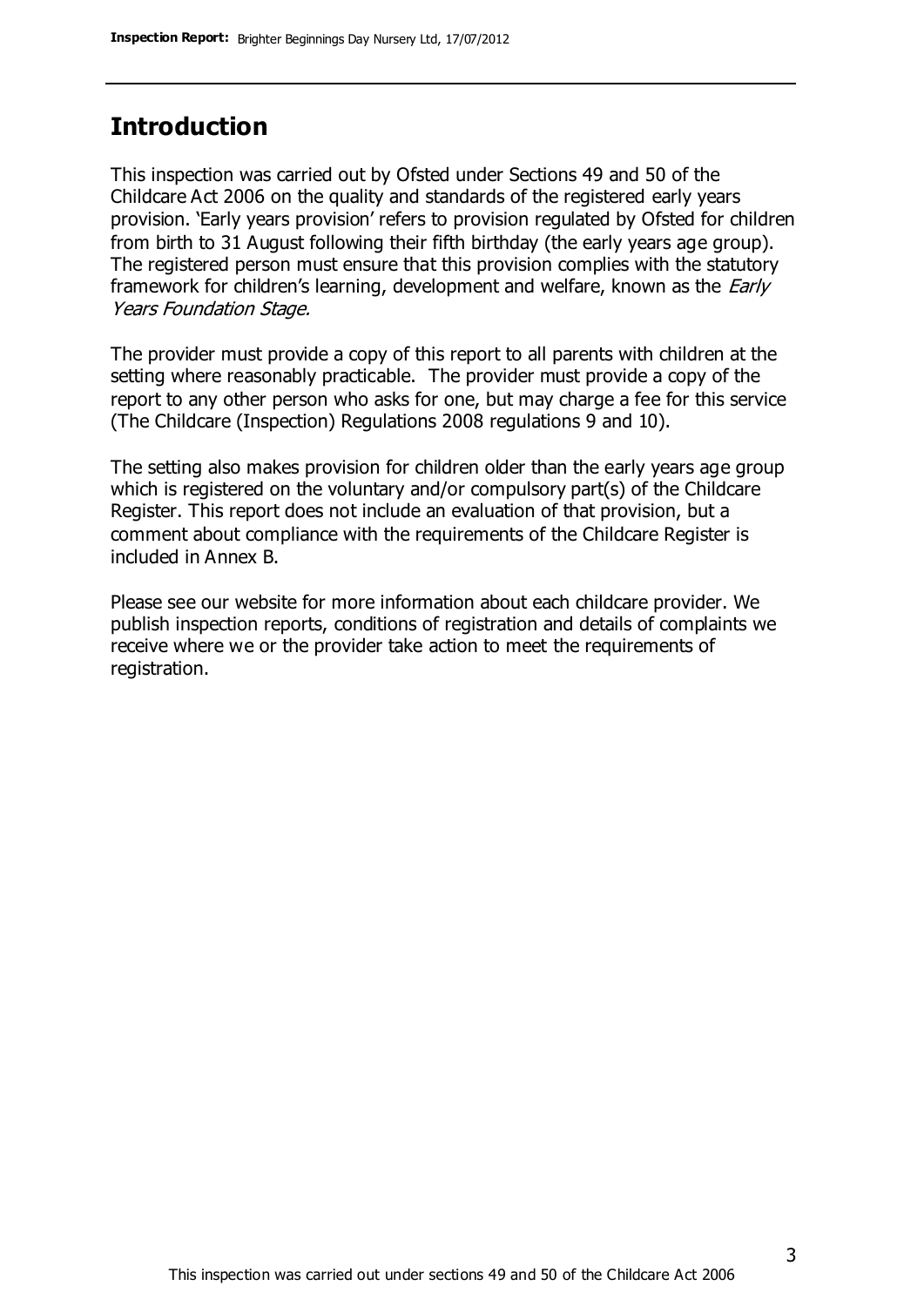## Introduction

This inspection was carried out by Ofsted under Sections 49 and 50 of the Childcare Act 2006 on the quality and standards of the registered early years provision. 'Early years provision' refers to provision regulated by Ofsted for children from birth to 31 August following their fifth birthday (the early years age group). The registered person must ensure that this provision complies with the statutory framework for children's learning, development and welfare, known as the *Early Years Foundation Stage.*

The provider must provide a copy of this report to all parents with children at the setting where reasonably practicable. The provider must provide a copy of the report to any other person who asks for one, but may charge a fee for this service (The Childcare (Inspection) Regulations 2008 regulations 9 and 10).

The setting also makes provision for children older than the early years age group which is registered on the voluntary and/or compulsory part(s) of the Childcare Register. This report does not include an evaluation of that provision, but a comment about compliance with the requirements of the Childcare Register is included in Annex B.

Please see our website for more information about each childcare provider. We publish inspection reports, conditions of registration and details of complaints we receive where we or the provider take action to meet the requirements of registration.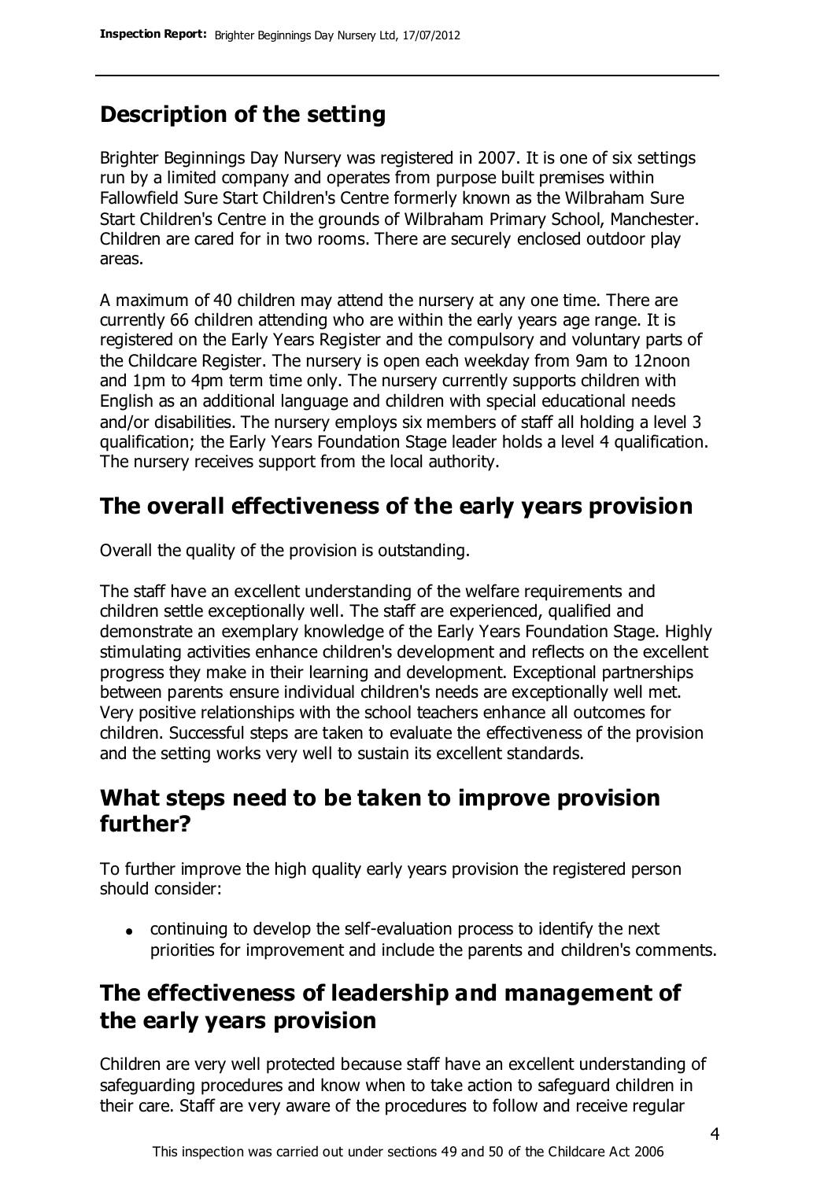## Description of the setting

Brighter Beginnings Day Nursery was registered in 2007. It is one of six settings run by a limited company and operates from purpose built premises within Fallowfield Sure Start Children's Centre formerly known as the Wilbraham Sure Start Children's Centre in the grounds of Wilbraham Primary School, Manchester. Children are cared for in two rooms. There are securely enclosed outdoor play areas.

A maximum of 40 children may attend the nursery at any one time. There are currently 66 children attending who are within the early years age range. It is registered on the Early Years Register and the compulsory and voluntary parts of the Childcare Register. The nursery is open each weekday from 9am to 12noon and 1pm to 4pm term time only. The nursery currently supports children with English as an additional language and children with special educational needs and/or disabilities. The nursery employs six members of staff all holding a level 3 qualification; the Early Years Foundation Stage leader holds a level 4 qualification. The nursery receives support from the local authority.

## The overall effectiveness of the early years provision

Overall the quality of the provision is outstanding.

The staff have an excellent understanding of the welfare requirements and children settle exceptionally well. The staff are experienced, qualified and demonstrate an exemplary knowledge of the Early Years Foundation Stage. Highly stimulating activities enhance children's development and reflects on the excellent progress they make in their learning and development. Exceptional partnerships between parents ensure individual children's needs are exceptionally well met. Very positive relationships with the school teachers enhance all outcomes for children. Successful steps are taken to evaluate the effectiveness of the provision and the setting works very well to sustain its excellent standards.

## What steps need to be taken to improve provision further?

To further improve the high quality early years provision the registered person should consider:

- continuing to develop the self-evaluation process to identify the next priorities for improvement and include the parents and children's comments.

## The effectiveness of leadership and management of the early years provision

Children are very well protected because staff have an excellent understanding of safeguarding procedures and know when to take action to safeguard children in their care. Staff are very aware of the procedures to follow and receive regular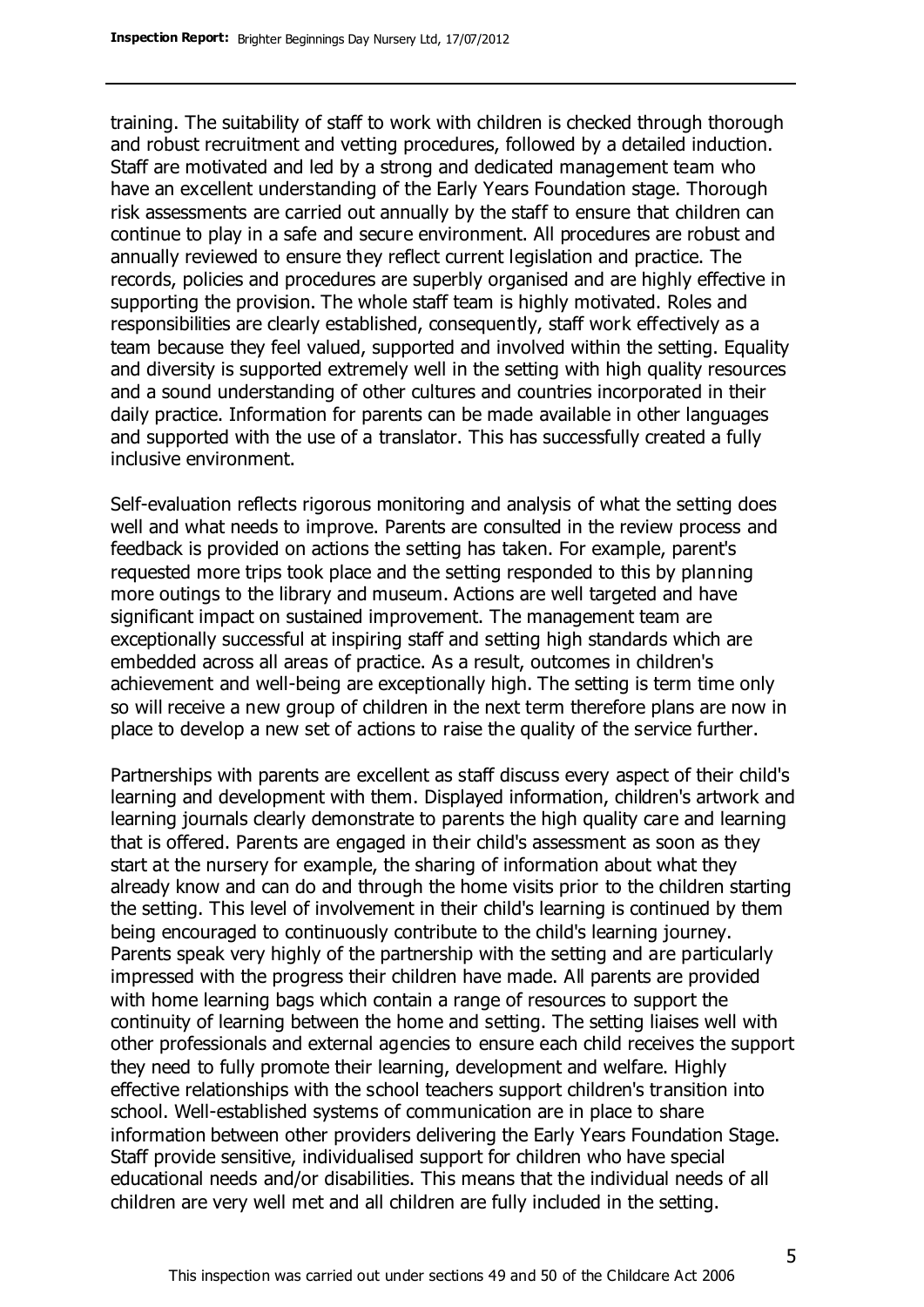training. The suitability of staff to work with children is checked through thorough and robust recruitment and vetting procedures, followed by a detailed induction. Staff are motivated and led by a strong and dedicated management team who have an excellent understanding of the Early Years Foundation stage. Thorough risk assessments are carried out annually by the staff to ensure that children can continue to play in a safe and secure environment. All procedures are robust and annually reviewed to ensure they reflect current legislation and practice. The records, policies and procedures are superbly organised and are highly effective in supporting the provision. The whole staff team is highly motivated. Roles and responsibilities are clearly established, consequently, staff work effectively as a team because they feel valued, supported and involved within the setting. Equality and diversity is supported extremely well in the setting with high quality resources and a sound understanding of other cultures and countries incorporated in their daily practice. Information for parents can be made available in other languages and supported with the use of a translator. This has successfully created a fully inclusive environment.

Self-evaluation reflects rigorous monitoring and analysis of what the setting does well and what needs to improve. Parents are consulted in the review process and feedback is provided on actions the setting has taken. For example, parent's requested more trips took place and the setting responded to this by planning more outings to the library and museum. Actions are well targeted and have significant impact on sustained improvement. The management team are exceptionally successful at inspiring staff and setting high standards which are embedded across all areas of practice. As a result, outcomes in children's achievement and well-being are exceptionally high. The setting is term time only so will receive a new group of children in the next term therefore plans are now in place to develop a new set of actions to raise the quality of the service further.

Partnerships with parents are excellent as staff discuss every aspect of their child's learning and development with them. Displayed information, children's artwork and learning journals clearly demonstrate to parents the high quality care and learning that is offered. Parents are engaged in their child's assessment as soon as they start at the nursery for example, the sharing of information about what they already know and can do and through the home visits prior to the children starting the setting. This level of involvement in their child's learning is continued by them being encouraged to continuously contribute to the child's learning journey. Parents speak very highly of the partnership with the setting and are particularly impressed with the progress their children have made. All parents are provided with home learning bags which contain a range of resources to support the continuity of learning between the home and setting. The setting liaises well with other professionals and external agencies to ensure each child receives the support they need to fully promote their learning, development and welfare. Highly effective relationships with the school teachers support children's transition into school. Well-established systems of communication are in place to share information between other providers delivering the Early Years Foundation Stage. Staff provide sensitive, individualised support for children who have special educational needs and/or disabilities. This means that the individual needs of all children are very well met and all children are fully included in the setting.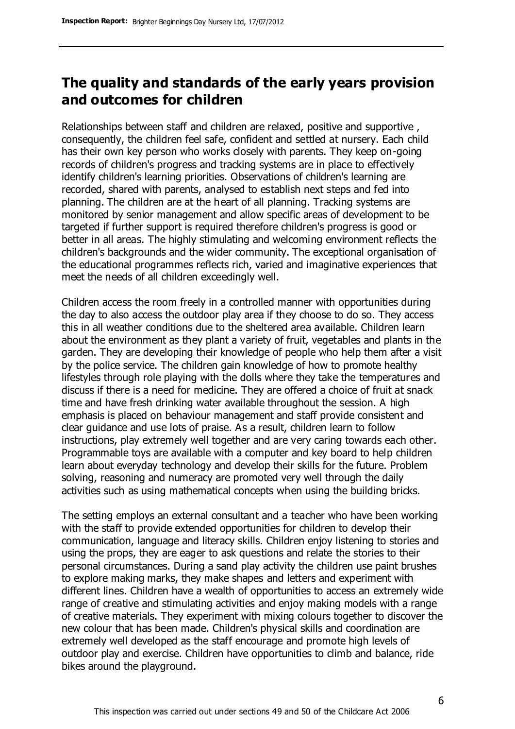## The quality and standards of the early years provision and outcomes for children

Relationships between staff and children are relaxed, positive and supportive , consequently, the children feel safe, confident and settled at nursery. Each child has their own key person who works closely with parents. They keep on-going records of children's progress and tracking systems are in place to effectively identify children's learning priorities. Observations of children's learning are recorded, shared with parents, analysed to establish next steps and fed into planning. The children are at the heart of all planning. Tracking systems are monitored by senior management and allow specific areas of development to be targeted if further support is required therefore children's progress is good or better in all areas. The highly stimulating and welcoming environment reflects the children's backgrounds and the wider community. The exceptional organisation of the educational programmes reflects rich, varied and imaginative experiences that meet the needs of all children exceedingly well.

Children access the room freely in a controlled manner with opportunities during the day to also access the outdoor play area if they choose to do so. They access this in all weather conditions due to the sheltered area available. Children learn about the environment as they plant a variety of fruit, vegetables and plants in the garden. They are developing their knowledge of people who help them after a visit by the police service. The children gain knowledge of how to promote healthy lifestyles through role playing with the dolls where they take the temperatures and discuss if there is a need for medicine. They are offered a choice of fruit at snack time and have fresh drinking water available throughout the session. A high emphasis is placed on behaviour management and staff provide consistent and clear guidance and use lots of praise. As a result, children learn to follow instructions, play extremely well together and are very caring towards each other. Programmable toys are available with a computer and key board to help children learn about everyday technology and develop their skills for the future. Problem solving, reasoning and numeracy are promoted very well through the daily activities such as using mathematical concepts when using the building bricks.

The setting employs an external consultant and a teacher who have been working with the staff to provide extended opportunities for children to develop their communication, language and literacy skills. Children enjoy listening to stories and using the props, they are eager to ask questions and relate the stories to their personal circumstances. During a sand play activity the children use paint brushes to explore making marks, they make shapes and letters and experiment with different lines. Children have a wealth of opportunities to access an extremely wide range of creative and stimulating activities and enjoy making models with a range of creative materials. They experiment with mixing colours together to discover the new colour that has been made. Children's physical skills and coordination are extremely well developed as the staff encourage and promote high levels of outdoor play and exercise. Children have opportunities to climb and balance, ride bikes around the playground.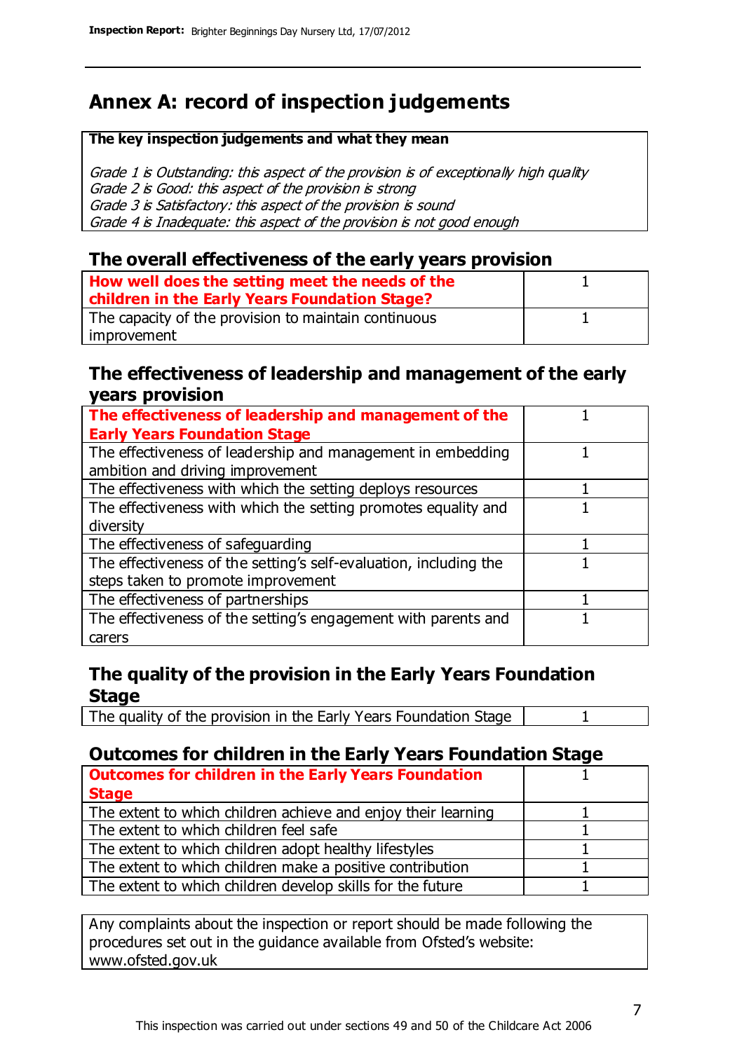# Annex A: record of inspection judgements

**The key inspection judgements and what they mean**

*Grade 1 is Outstanding: this aspect of the provision is of exceptionally high quality*
*Grade 2 is Good: this aspect of the provision is strong*
*Grade 3 is Satisfactory: this aspect of the provision is sound*
*Grade 4 is Inadequate: this aspect of the provision is not good enough*

## The overall effectiveness of the early years provision

| | |
|---|---|
| **How well does the setting meet the needs of the children in the Early Years Foundation Stage?** | 1 |
| The capacity of the provision to maintain continuous improvement | 1 |

## The effectiveness of leadership and management of the early years provision

| | |
|---|---|
| **The effectiveness of leadership and management of the Early Years Foundation Stage** | 1 |
| The effectiveness of leadership and management in embedding ambition and driving improvement | 1 |
| The effectiveness with which the setting deploys resources | 1 |
| The effectiveness with which the setting promotes equality and diversity | 1 |
| The effectiveness of safeguarding | 1 |
| The effectiveness of the setting's self-evaluation, including the steps taken to promote improvement | 1 |
| The effectiveness of partnerships | 1 |
| The effectiveness of the setting's engagement with parents and carers | 1 |

## The quality of the provision in the Early Years Foundation Stage

| | |
|---|---|
| The quality of the provision in the Early Years Foundation Stage | 1 |

## Outcomes for children in the Early Years Foundation Stage

| | |
|---|---|
| **Outcomes for children in the Early Years Foundation Stage** | 1 |
| The extent to which children achieve and enjoy their learning | 1 |
| The extent to which children feel safe | 1 |
| The extent to which children adopt healthy lifestyles | 1 |
| The extent to which children make a positive contribution | 1 |
| The extent to which children develop skills for the future | 1 |

Any complaints about the inspection or report should be made following the procedures set out in the guidance available from Ofsted's website: www.ofsted.gov.uk

This inspection was carried out under sections 49 and 50 of the Childcare Act 2006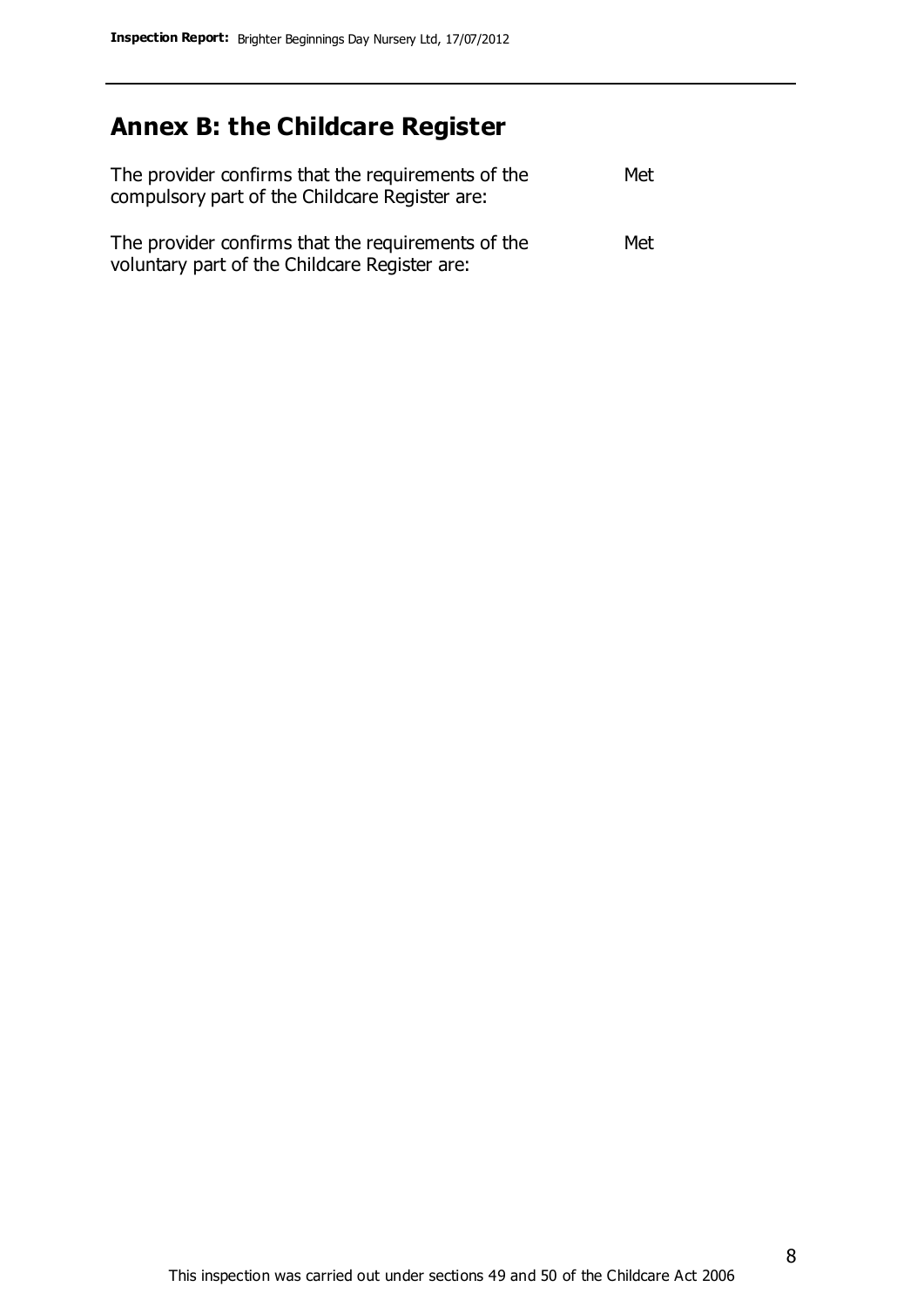## Annex B: the Childcare Register

| | |
|---|---|
| The provider confirms that the requirements of the compulsory part of the Childcare Register are: | Met |
| The provider confirms that the requirements of the voluntary part of the Childcare Register are: | Met |

This inspection was carried out under sections 49 and 50 of the Childcare Act 2006